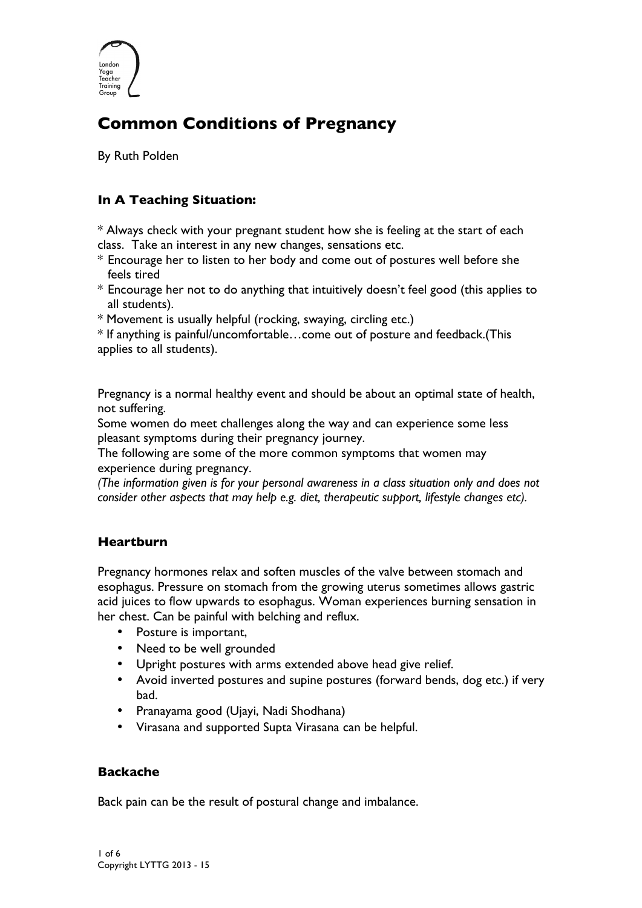London Yoga Teacher Training Group

# Common Conditions of Pregnancy

By Ruth Polden

### In A Teaching Situation:

* Always check with your pregnant student how she is feeling at the start of each class. Take an interest in any new changes, sensations etc.
* Encourage her to listen to her body and come out of postures well before she feels tired
* Encourage her not to do anything that intuitively doesn't feel good (this applies to all students).
* Movement is usually helpful (rocking, swaying, circling etc.)
* If anything is painful/uncomfortable…come out of posture and feedback.(This applies to all students).

Pregnancy is a normal healthy event and should be about an optimal state of health, not suffering.
Some women do meet challenges along the way and can experience some less pleasant symptoms during their pregnancy journey.
The following are some of the more common symptoms that women may experience during pregnancy.
*(The information given is for your personal awareness in a class situation only and does not consider other aspects that may help e.g. diet, therapeutic support, lifestyle changes etc).*

### Heartburn

Pregnancy hormones relax and soften muscles of the valve between stomach and esophagus. Pressure on stomach from the growing uterus sometimes allows gastric acid juices to flow upwards to esophagus. Woman experiences burning sensation in her chest. Can be painful with belching and reflux.

- Posture is important,
- Need to be well grounded
- Upright postures with arms extended above head give relief.
- Avoid inverted postures and supine postures (forward bends, dog etc.) if very bad.
- Pranayama good (Ujayi, Nadi Shodhana)
- Virasana and supported Supta Virasana can be helpful.

### Backache

Back pain can be the result of postural change and imbalance.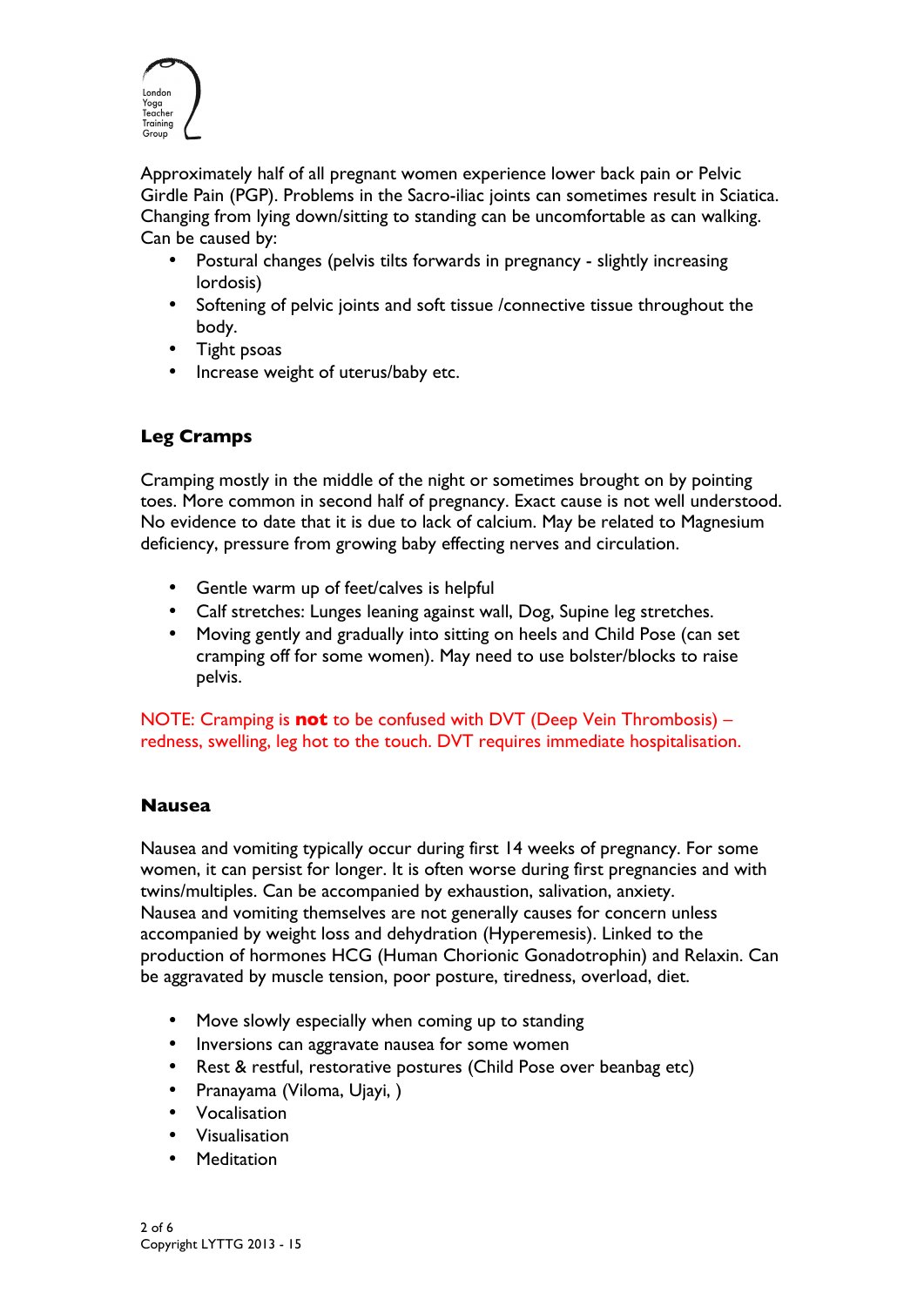Approximately half of all pregnant women experience lower back pain or Pelvic Girdle Pain (PGP). Problems in the Sacro-iliac joints can sometimes result in Sciatica. Changing from lying down/sitting to standing can be uncomfortable as can walking. Can be caused by:

- Postural changes (pelvis tilts forwards in pregnancy - slightly increasing lordosis)
- Softening of pelvic joints and soft tissue /connective tissue throughout the body.
- Tight psoas
- Increase weight of uterus/baby etc.

### Leg Cramps

Cramping mostly in the middle of the night or sometimes brought on by pointing toes. More common in second half of pregnancy. Exact cause is not well understood. No evidence to date that it is due to lack of calcium. May be related to Magnesium deficiency, pressure from growing baby effecting nerves and circulation.

- Gentle warm up of feet/calves is helpful
- Calf stretches: Lunges leaning against wall, Dog, Supine leg stretches.
- Moving gently and gradually into sitting on heels and Child Pose (can set cramping off for some women). May need to use bolster/blocks to raise pelvis.

NOTE: Cramping is **not** to be confused with DVT (Deep Vein Thrombosis) – redness, swelling, leg hot to the touch. DVT requires immediate hospitalisation.

### Nausea

Nausea and vomiting typically occur during first 14 weeks of pregnancy. For some women, it can persist for longer. It is often worse during first pregnancies and with twins/multiples. Can be accompanied by exhaustion, salivation, anxiety. Nausea and vomiting themselves are not generally causes for concern unless accompanied by weight loss and dehydration (Hyperemesis). Linked to the production of hormones HCG (Human Chorionic Gonadotrophin) and Relaxin. Can be aggravated by muscle tension, poor posture, tiredness, overload, diet.

- Move slowly especially when coming up to standing
- Inversions can aggravate nausea for some women
- Rest & restful, restorative postures (Child Pose over beanbag etc)
- Pranayama (Viloma, Ujayi, )
- Vocalisation
- Visualisation
- Meditation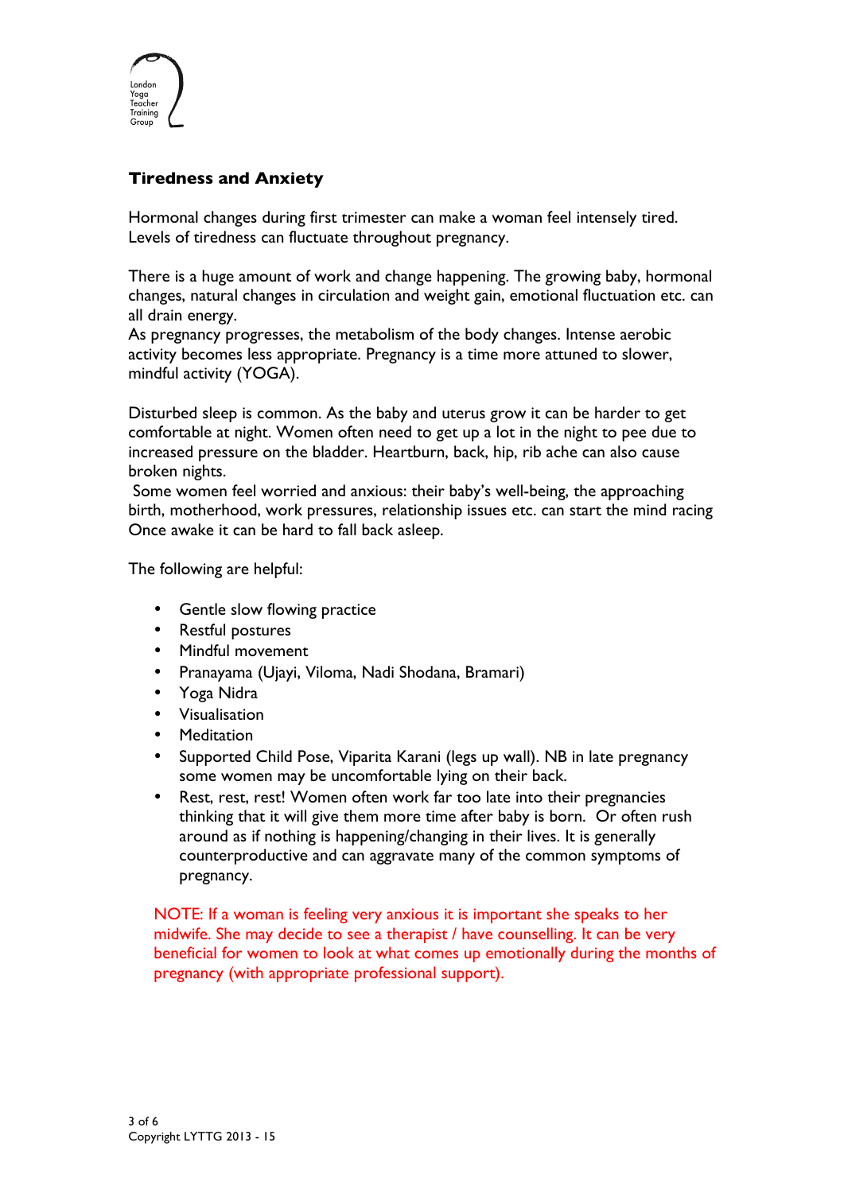## Tiredness and Anxiety

Hormonal changes during first trimester can make a woman feel intensely tired. Levels of tiredness can fluctuate throughout pregnancy.

There is a huge amount of work and change happening. The growing baby, hormonal changes, natural changes in circulation and weight gain, emotional fluctuation etc. can all drain energy.
As pregnancy progresses, the metabolism of the body changes. Intense aerobic activity becomes less appropriate. Pregnancy is a time more attuned to slower, mindful activity (YOGA).

Disturbed sleep is common. As the baby and uterus grow it can be harder to get comfortable at night. Women often need to get up a lot in the night to pee due to increased pressure on the bladder. Heartburn, back, hip, rib ache can also cause broken nights.
Some women feel worried and anxious: their baby's well-being, the approaching birth, motherhood, work pressures, relationship issues etc. can start the mind racing Once awake it can be hard to fall back asleep.

The following are helpful:

- Gentle slow flowing practice
- Restful postures
- Mindful movement
- Pranayama (Ujayi, Viloma, Nadi Shodana, Bramari)
- Yoga Nidra
- Visualisation
- Meditation
- Supported Child Pose, Viparita Karani (legs up wall). NB in late pregnancy some women may be uncomfortable lying on their back.
- Rest, rest, rest! Women often work far too late into their pregnancies thinking that it will give them more time after baby is born. Or often rush around as if nothing is happening/changing in their lives. It is generally counterproductive and can aggravate many of the common symptoms of pregnancy.

NOTE: If a woman is feeling very anxious it is important she speaks to her midwife. She may decide to see a therapist / have counselling. It can be very beneficial for women to look at what comes up emotionally during the months of pregnancy (with appropriate professional support).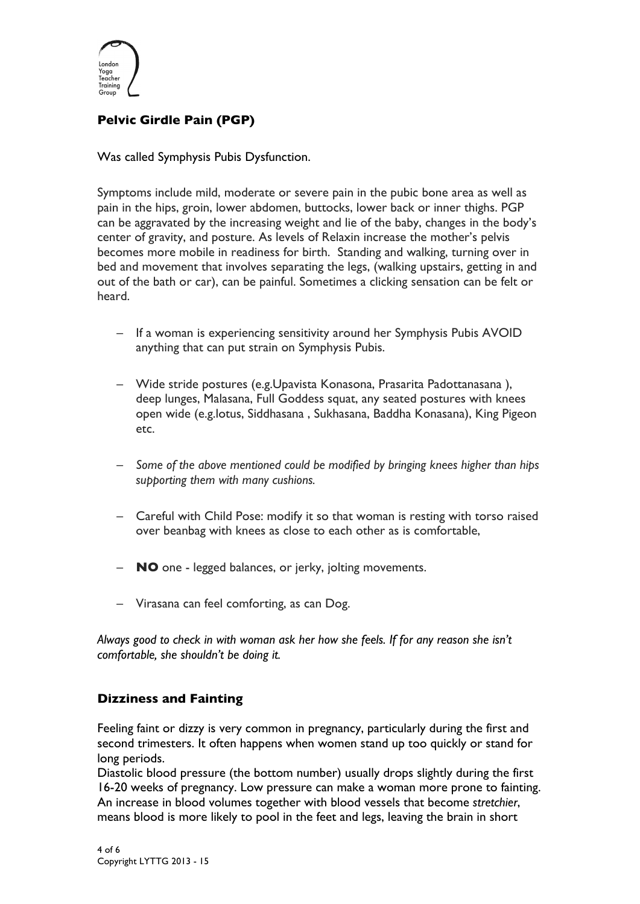## Pelvic Girdle Pain (PGP)

Was called Symphysis Pubis Dysfunction.

Symptoms include mild, moderate or severe pain in the pubic bone area as well as pain in the hips, groin, lower abdomen, buttocks, lower back or inner thighs. PGP can be aggravated by the increasing weight and lie of the baby, changes in the body's center of gravity, and posture. As levels of Relaxin increase the mother's pelvis becomes more mobile in readiness for birth. Standing and walking, turning over in bed and movement that involves separating the legs, (walking upstairs, getting in and out of the bath or car), can be painful. Sometimes a clicking sensation can be felt or heard.

- If a woman is experiencing sensitivity around her Symphysis Pubis AVOID anything that can put strain on Symphysis Pubis.
- Wide stride postures (e.g.Upavista Konasona, Prasarita Padottanasana ), deep lunges, Malasana, Full Goddess squat, any seated postures with knees open wide (e.g.lotus, Siddhasana , Sukhasana, Baddha Konasana), King Pigeon etc.
- *Some of the above mentioned could be modified by bringing knees higher than hips supporting them with many cushions.*
- Careful with Child Pose: modify it so that woman is resting with torso raised over beanbag with knees as close to each other as is comfortable,
- **NO** one - legged balances, or jerky, jolting movements.
- Virasana can feel comforting, as can Dog.

*Always good to check in with woman ask her how she feels. If for any reason she isn't comfortable, she shouldn't be doing it.*

## Dizziness and Fainting

Feeling faint or dizzy is very common in pregnancy, particularly during the first and second trimesters. It often happens when women stand up too quickly or stand for long periods.

Diastolic blood pressure (the bottom number) usually drops slightly during the first 16-20 weeks of pregnancy. Low pressure can make a woman more prone to fainting. An increase in blood volumes together with blood vessels that become *stretchier*, means blood is more likely to pool in the feet and legs, leaving the brain in short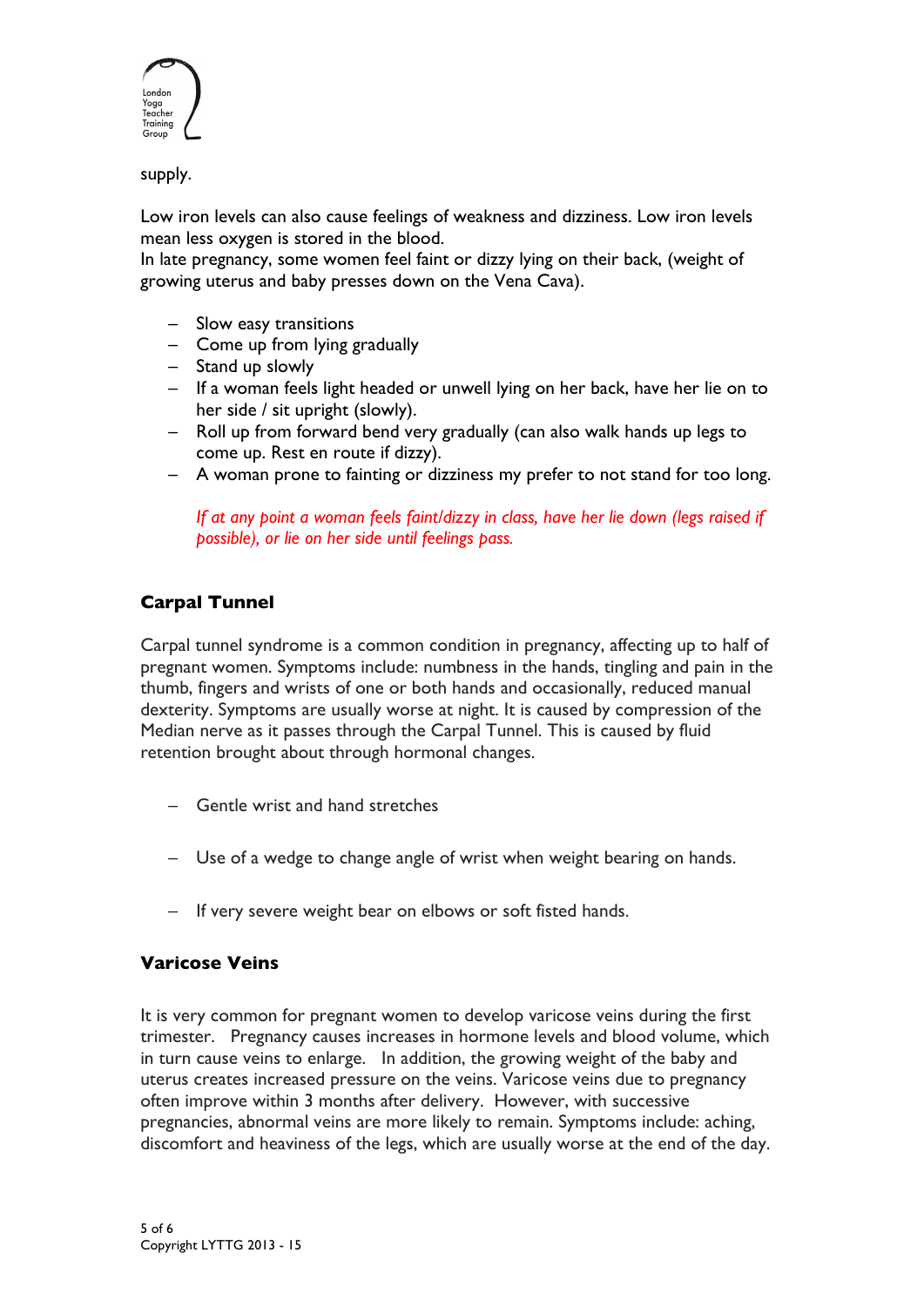supply.

Low iron levels can also cause feelings of weakness and dizziness. Low iron levels mean less oxygen is stored in the blood.
In late pregnancy, some women feel faint or dizzy lying on their back, (weight of growing uterus and baby presses down on the Vena Cava).

- Slow easy transitions
- Come up from lying gradually
- Stand up slowly
- If a woman feels light headed or unwell lying on her back, have her lie on to her side / sit upright (slowly).
- Roll up from forward bend very gradually (can also walk hands up legs to come up. Rest en route if dizzy).
- A woman prone to fainting or dizziness my prefer to not stand for too long.

  *If at any point a woman feels faint/dizzy in class, have her lie down (legs raised if possible), or lie on her side until feelings pass.*

## Carpal Tunnel

Carpal tunnel syndrome is a common condition in pregnancy, affecting up to half of pregnant women. Symptoms include: numbness in the hands, tingling and pain in the thumb, fingers and wrists of one or both hands and occasionally, reduced manual dexterity. Symptoms are usually worse at night. It is caused by compression of the Median nerve as it passes through the Carpal Tunnel. This is caused by fluid retention brought about through hormonal changes.

- Gentle wrist and hand stretches
- Use of a wedge to change angle of wrist when weight bearing on hands.
- If very severe weight bear on elbows or soft fisted hands.

## Varicose Veins

It is very common for pregnant women to develop varicose veins during the first trimester. Pregnancy causes increases in hormone levels and blood volume, which in turn cause veins to enlarge. In addition, the growing weight of the baby and uterus creates increased pressure on the veins. Varicose veins due to pregnancy often improve within 3 months after delivery. However, with successive pregnancies, abnormal veins are more likely to remain. Symptoms include: aching, discomfort and heaviness of the legs, which are usually worse at the end of the day.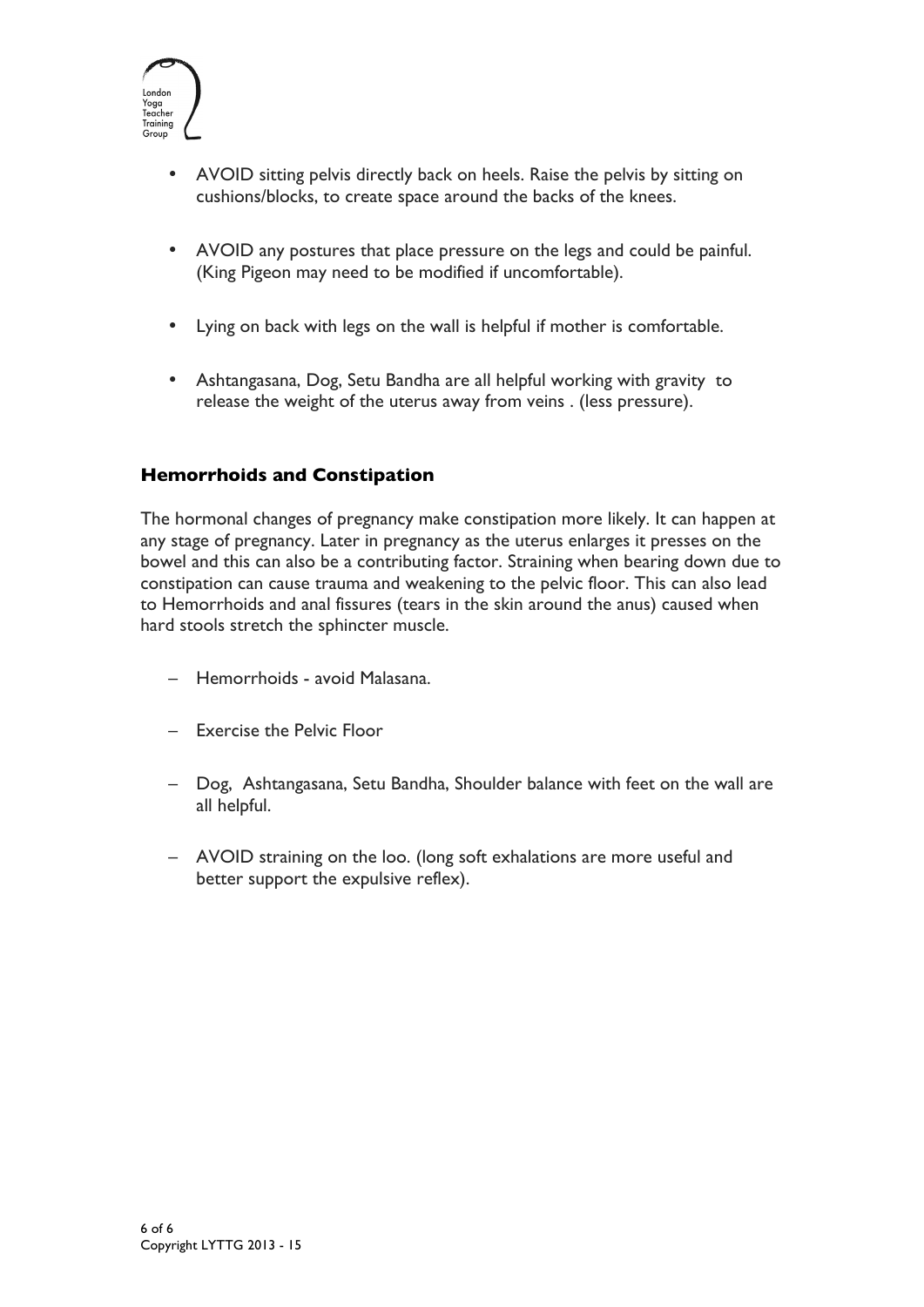- AVOID sitting pelvis directly back on heels. Raise the pelvis by sitting on cushions/blocks, to create space around the backs of the knees.

- AVOID any postures that place pressure on the legs and could be painful. (King Pigeon may need to be modified if uncomfortable).

- Lying on back with legs on the wall is helpful if mother is comfortable.

- Ashtangasana, Dog, Setu Bandha are all helpful working with gravity to release the weight of the uterus away from veins . (less pressure).

### Hemorrhoids and Constipation

The hormonal changes of pregnancy make constipation more likely. It can happen at any stage of pregnancy. Later in pregnancy as the uterus enlarges it presses on the bowel and this can also be a contributing factor. Straining when bearing down due to constipation can cause trauma and weakening to the pelvic floor. This can also lead to Hemorrhoids and anal fissures (tears in the skin around the anus) caused when hard stools stretch the sphincter muscle.

- Hemorrhoids - avoid Malasana.

- Exercise the Pelvic Floor

- Dog, Ashtangasana, Setu Bandha, Shoulder balance with feet on the wall are all helpful.

- AVOID straining on the loo. (long soft exhalations are more useful and better support the expulsive reflex).